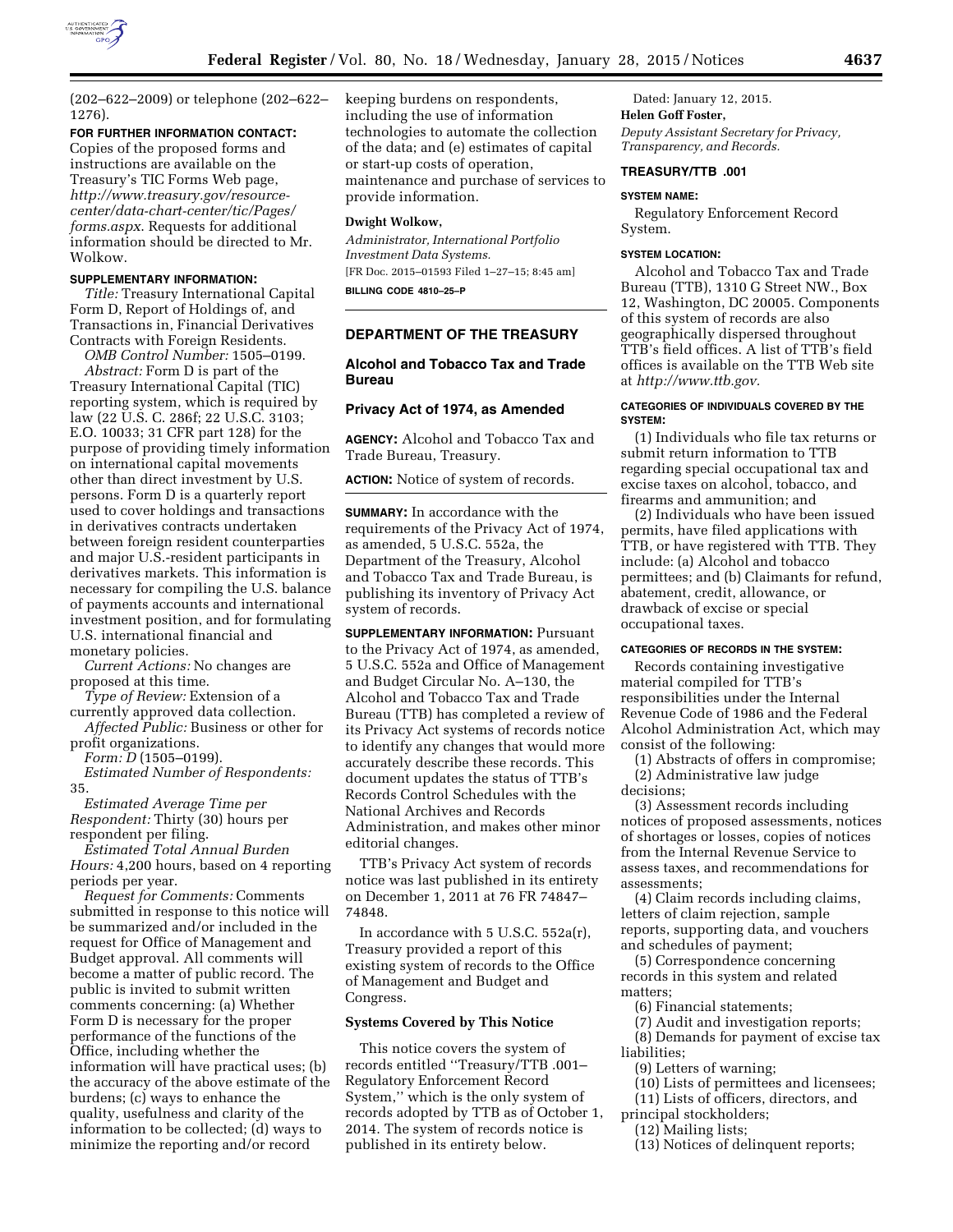(202–622–2009) or telephone (202–622–1276).

**FOR FURTHER INFORMATION CONTACT:** Copies of the proposed forms and instructions are available on the Treasury's TIC Forms Web page, *http://www.treasury.gov/resource-center/data-chart-center/tic/Pages/forms.aspx.* Requests for additional information should be directed to Mr. Wolkow.

**SUPPLEMENTARY INFORMATION:**

*Title:* Treasury International Capital Form D, Report of Holdings of, and Transactions in, Financial Derivatives Contracts with Foreign Residents.

*OMB Control Number:* 1505–0199.

*Abstract:* Form D is part of the Treasury International Capital (TIC) reporting system, which is required by law (22 U.S. C. 286f; 22 U.S.C. 3103; E.O. 10033; 31 CFR part 128) for the purpose of providing timely information on international capital movements other than direct investment by U.S. persons. Form D is a quarterly report used to cover holdings and transactions in derivatives contracts undertaken between foreign resident counterparties and major U.S.-resident participants in derivatives markets. This information is necessary for compiling the U.S. balance of payments accounts and international investment position, and for formulating U.S. international financial and monetary policies.

*Current Actions:* No changes are proposed at this time.

*Type of Review:* Extension of a currently approved data collection.

*Affected Public:* Business or other for profit organizations.

*Form: D* (1505–0199).

*Estimated Number of Respondents:* 35.

*Estimated Average Time per Respondent:* Thirty (30) hours per respondent per filing.

*Estimated Total Annual Burden Hours:* 4,200 hours, based on 4 reporting periods per year.

*Request for Comments:* Comments submitted in response to this notice will be summarized and/or included in the request for Office of Management and Budget approval. All comments will become a matter of public record. The public is invited to submit written comments concerning: (a) Whether Form D is necessary for the proper performance of the functions of the Office, including whether the information will have practical uses; (b) the accuracy of the above estimate of the burdens; (c) ways to enhance the quality, usefulness and clarity of the information to be collected; (d) ways to minimize the reporting and/or record keeping burdens on respondents, including the use of information technologies to automate the collection of the data; and (e) estimates of capital or start-up costs of operation, maintenance and purchase of services to provide information.

**Dwight Wolkow,**

*Administrator, International Portfolio Investment Data Systems.*

[FR Doc. 2015–01593 Filed 1–27–15; 8:45 am]

**BILLING CODE 4810–25–P**

## DEPARTMENT OF THE TREASURY

## Alcohol and Tobacco Tax and Trade Bureau

## Privacy Act of 1974, as Amended

**AGENCY:** Alcohol and Tobacco Tax and Trade Bureau, Treasury.

**ACTION:** Notice of system of records.

**SUMMARY:** In accordance with the requirements of the Privacy Act of 1974, as amended, 5 U.S.C. 552a, the Department of the Treasury, Alcohol and Tobacco Tax and Trade Bureau, is publishing its inventory of Privacy Act system of records.

**SUPPLEMENTARY INFORMATION:** Pursuant to the Privacy Act of 1974, as amended, 5 U.S.C. 552a and Office of Management and Budget Circular No. A–130, the Alcohol and Tobacco Tax and Trade Bureau (TTB) has completed a review of its Privacy Act systems of records notice to identify any changes that would more accurately describe these records. This document updates the status of TTB's Records Control Schedules with the National Archives and Records Administration, and makes other minor editorial changes.

TTB's Privacy Act system of records notice was last published in its entirety on December 1, 2011 at 76 FR 74847–74848.

In accordance with 5 U.S.C. 552a(r), Treasury provided a report of this existing system of records to the Office of Management and Budget and Congress.

### Systems Covered by This Notice

This notice covers the system of records entitled ''Treasury/TTB .001–Regulatory Enforcement Record System,'' which is the only system of records adopted by TTB as of October 1, 2014. The system of records notice is published in its entirety below.

Dated: January 12, 2015.

**Helen Goff Foster,**

*Deputy Assistant Secretary for Privacy, Transparency, and Records.*

### TREASURY/TTB .001

**SYSTEM NAME:**

Regulatory Enforcement Record System.

**SYSTEM LOCATION:**

Alcohol and Tobacco Tax and Trade Bureau (TTB), 1310 G Street NW., Box 12, Washington, DC 20005. Components of this system of records are also geographically dispersed throughout TTB's field offices. A list of TTB's field offices is available on the TTB Web site at *http://www.ttb.gov.*

**CATEGORIES OF INDIVIDUALS COVERED BY THE SYSTEM:**

(1) Individuals who file tax returns or submit return information to TTB regarding special occupational tax and excise taxes on alcohol, tobacco, and firearms and ammunition; and

(2) Individuals who have been issued permits, have filed applications with TTB, or have registered with TTB. They include: (a) Alcohol and tobacco permittees; and (b) Claimants for refund, abatement, credit, allowance, or drawback of excise or special occupational taxes.

**CATEGORIES OF RECORDS IN THE SYSTEM:**

Records containing investigative material compiled for TTB's responsibilities under the Internal Revenue Code of 1986 and the Federal Alcohol Administration Act, which may consist of the following:

(1) Abstracts of offers in compromise;

(2) Administrative law judge decisions;

(3) Assessment records including notices of proposed assessments, notices of shortages or losses, copies of notices from the Internal Revenue Service to assess taxes, and recommendations for assessments;

(4) Claim records including claims, letters of claim rejection, sample reports, supporting data, and vouchers and schedules of payment;

(5) Correspondence concerning records in this system and related matters;

(6) Financial statements;

(7) Audit and investigation reports;

(8) Demands for payment of excise tax liabilities;

(9) Letters of warning;

(10) Lists of permittees and licensees;

(11) Lists of officers, directors, and principal stockholders;

(12) Mailing lists;

(13) Notices of delinquent reports;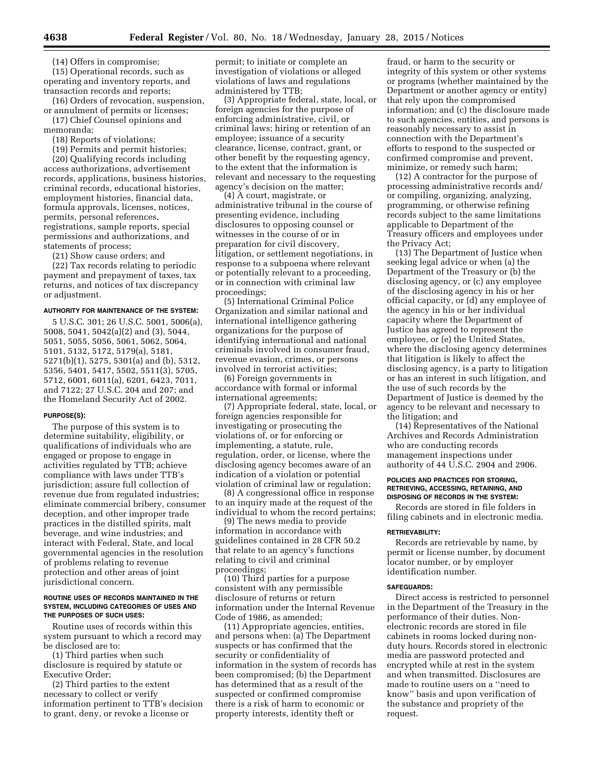(14) Offers in compromise;

(15) Operational records, such as operating and inventory reports, and transaction records and reports;

(16) Orders of revocation, suspension, or annulment of permits or licenses;

(17) Chief Counsel opinions and memoranda;

(18) Reports of violations;

(19) Permits and permit histories;

(20) Qualifying records including access authorizations, advertisement records, applications, business histories, criminal records, educational histories, employment histories, financial data, formula approvals, licenses, notices, permits, personal references, registrations, sample reports, special permissions and authorizations, and statements of process;

(21) Show cause orders; and

(22) Tax records relating to periodic payment and prepayment of taxes, tax returns, and notices of tax discrepancy or adjustment.

#### AUTHORITY FOR MAINTENANCE OF THE SYSTEM:

5 U.S.C. 301; 26 U.S.C. 5001, 5006(a), 5008, 5041, 5042(a)(2) and (3), 5044, 5051, 5055, 5056, 5061, 5062, 5064, 5101, 5132, 5172, 5179(a), 5181, 5271(b)(1), 5275, 5301(a) and (b), 5312, 5356, 5401, 5417, 5502, 5511(3), 5705, 5712, 6001, 6011(a), 6201, 6423, 7011, and 7122; 27 U.S.C. 204 and 207; and the Homeland Security Act of 2002.

#### PURPOSE(S):

The purpose of this system is to determine suitability, eligibility, or qualifications of individuals who are engaged or propose to engage in activities regulated by TTB; achieve compliance with laws under TTB's jurisdiction; assure full collection of revenue due from regulated industries; eliminate commercial bribery, consumer deception, and other improper trade practices in the distilled spirits, malt beverage, and wine industries; and interact with Federal, State, and local governmental agencies in the resolution of problems relating to revenue protection and other areas of joint jurisdictional concern.

#### ROUTINE USES OF RECORDS MAINTAINED IN THE SYSTEM, INCLUDING CATEGORIES OF USES AND THE PURPOSES OF SUCH USES:

Routine uses of records within this system pursuant to which a record may be disclosed are to:

(1) Third parties when such disclosure is required by statute or Executive Order;

(2) Third parties to the extent necessary to collect or verify information pertinent to TTB's decision to grant, deny, or revoke a license or permit; to initiate or complete an investigation of violations or alleged violations of laws and regulations administered by TTB;

(3) Appropriate federal, state, local, or foreign agencies for the purpose of enforcing administrative, civil, or criminal laws; hiring or retention of an employee; issuance of a security clearance, license, contract, grant, or other benefit by the requesting agency, to the extent that the information is relevant and necessary to the requesting agency's decision on the matter;

(4) A court, magistrate, or administrative tribunal in the course of presenting evidence, including disclosures to opposing counsel or witnesses in the course of or in preparation for civil discovery, litigation, or settlement negotiations, in response to a subpoena where relevant or potentially relevant to a proceeding, or in connection with criminal law proceedings;

(5) International Criminal Police Organization and similar national and international intelligence gathering organizations for the purpose of identifying international and national criminals involved in consumer fraud, revenue evasion, crimes, or persons involved in terrorist activities;

(6) Foreign governments in accordance with formal or informal international agreements;

(7) Appropriate federal, state, local, or foreign agencies responsible for investigating or prosecuting the violations of, or for enforcing or implementing, a statute, rule, regulation, order, or license, where the disclosing agency becomes aware of an indication of a violation or potential violation of criminal law or regulation;

(8) A congressional office in response to an inquiry made at the request of the individual to whom the record pertains;

(9) The news media to provide information in accordance with guidelines contained in 28 CFR 50.2 that relate to an agency's functions relating to civil and criminal proceedings;

(10) Third parties for a purpose consistent with any permissible disclosure of returns or return information under the Internal Revenue Code of 1986, as amended;

(11) Appropriate agencies, entities, and persons when: (a) The Department suspects or has confirmed that the security or confidentiality of information in the system of records has been compromised; (b) the Department has determined that as a result of the suspected or confirmed compromise there is a risk of harm to economic or property interests, identity theft or fraud, or harm to the security or integrity of this system or other systems or programs (whether maintained by the Department or another agency or entity) that rely upon the compromised information; and (c) the disclosure made to such agencies, entities, and persons is reasonably necessary to assist in connection with the Department's efforts to respond to the suspected or confirmed compromise and prevent, minimize, or remedy such harm;

(12) A contractor for the purpose of processing administrative records and/or compiling, organizing, analyzing, programming, or otherwise refining records subject to the same limitations applicable to Department of the Treasury officers and employees under the Privacy Act;

(13) The Department of Justice when seeking legal advice or when (a) the Department of the Treasury or (b) the disclosing agency, or (c) any employee of the disclosing agency in his or her official capacity, or (d) any employee of the agency in his or her individual capacity where the Department of Justice has agreed to represent the employee, or (e) the United States, where the disclosing agency determines that litigation is likely to affect the disclosing agency, is a party to litigation or has an interest in such litigation, and the use of such records by the Department of Justice is deemed by the agency to be relevant and necessary to the litigation; and

(14) Representatives of the National Archives and Records Administration who are conducting records management inspections under authority of 44 U.S.C. 2904 and 2906.

#### POLICIES AND PRACTICES FOR STORING, RETRIEVING, ACCESSING, RETAINING, AND DISPOSING OF RECORDS IN THE SYSTEM:

Records are stored in file folders in filing cabinets and in electronic media.

#### RETRIEVABILITY:

Records are retrievable by name, by permit or license number, by document locator number, or by employer identification number.

#### SAFEGUARDS:

Direct access is restricted to personnel in the Department of the Treasury in the performance of their duties. Non-electronic records are stored in file cabinets in rooms locked during non-duty hours. Records stored in electronic media are password protected and encrypted while at rest in the system and when transmitted. Disclosures are made to routine users on a "need to know" basis and upon verification of the substance and propriety of the request.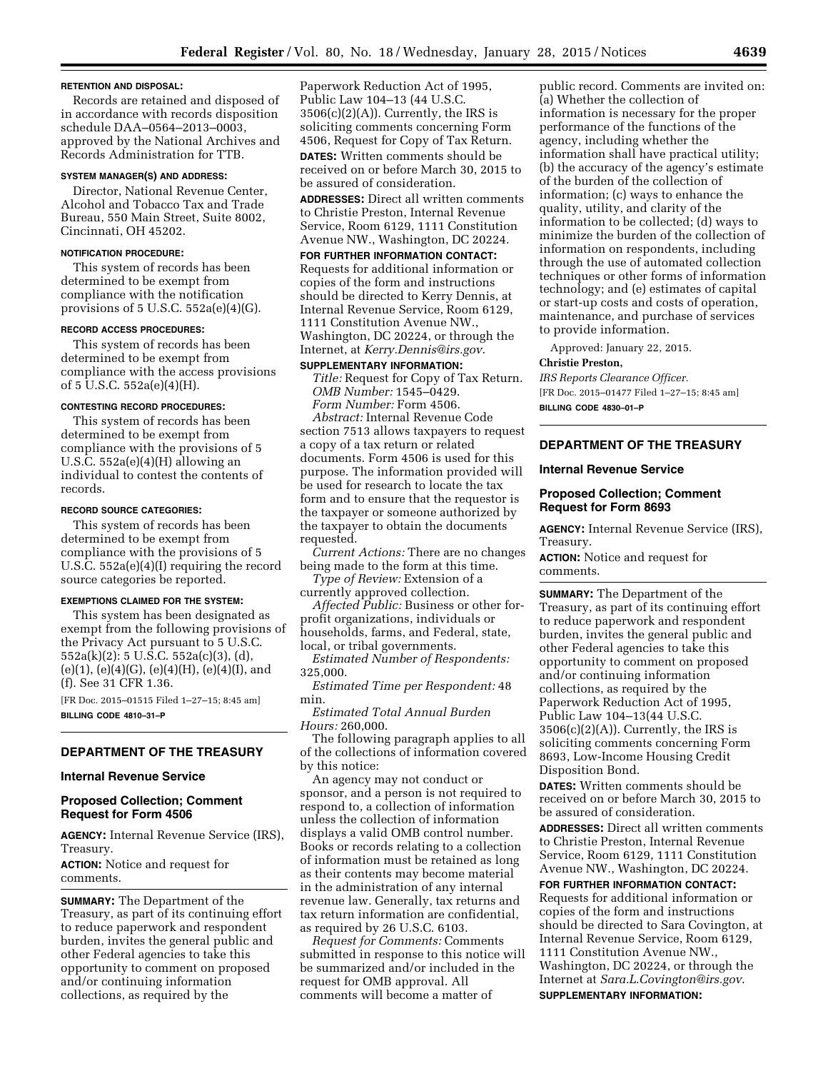#### RETENTION AND DISPOSAL:

Records are retained and disposed of in accordance with records disposition schedule DAA–0564–2013–0003, approved by the National Archives and Records Administration for TTB.

#### SYSTEM MANAGER(S) AND ADDRESS:

Director, National Revenue Center, Alcohol and Tobacco Tax and Trade Bureau, 550 Main Street, Suite 8002, Cincinnati, OH 45202.

#### NOTIFICATION PROCEDURE:

This system of records has been determined to be exempt from compliance with the notification provisions of 5 U.S.C. 552a(e)(4)(G).

#### RECORD ACCESS PROCEDURES:

This system of records has been determined to be exempt from compliance with the access provisions of 5 U.S.C. 552a(e)(4)(H).

#### CONTESTING RECORD PROCEDURES:

This system of records has been determined to be exempt from compliance with the provisions of 5 U.S.C. 552a(e)(4)(H) allowing an individual to contest the contents of records.

#### RECORD SOURCE CATEGORIES:

This system of records has been determined to be exempt from compliance with the provisions of 5 U.S.C. 552a(e)(4)(I) requiring the record source categories be reported.

#### EXEMPTIONS CLAIMED FOR THE SYSTEM:

This system has been designated as exempt from the following provisions of the Privacy Act pursuant to 5 U.S.C. 552a(k)(2): 5 U.S.C. 552a(c)(3), (d), (e)(1), (e)(4)(G), (e)(4)(H), (e)(4)(I), and (f). See 31 CFR 1.36.

[FR Doc. 2015–01515 Filed 1–27–15; 8:45 am]

**BILLING CODE 4810–31–P**

---

## DEPARTMENT OF THE TREASURY

### Internal Revenue Service

### Proposed Collection; Comment Request for Form 4506

**AGENCY:** Internal Revenue Service (IRS), Treasury.

**ACTION:** Notice and request for comments.

**SUMMARY:** The Department of the Treasury, as part of its continuing effort to reduce paperwork and respondent burden, invites the general public and other Federal agencies to take this opportunity to comment on proposed and/or continuing information collections, as required by the Paperwork Reduction Act of 1995, Public Law 104–13 (44 U.S.C. 3506(c)(2)(A)). Currently, the IRS is soliciting comments concerning Form 4506, Request for Copy of Tax Return.

**DATES:** Written comments should be received on or before March 30, 2015 to be assured of consideration.

**ADDRESSES:** Direct all written comments to Christie Preston, Internal Revenue Service, Room 6129, 1111 Constitution Avenue NW., Washington, DC 20224.

**FOR FURTHER INFORMATION CONTACT:** Requests for additional information or copies of the form and instructions should be directed to Kerry Dennis, at Internal Revenue Service, Room 6129, 1111 Constitution Avenue NW., Washington, DC 20224, or through the Internet, at *Kerry.Dennis@irs.gov*.

**SUPPLEMENTARY INFORMATION:**

*Title:* Request for Copy of Tax Return.

*OMB Number:* 1545–0429.

*Form Number:* Form 4506.

*Abstract:* Internal Revenue Code section 7513 allows taxpayers to request a copy of a tax return or related documents. Form 4506 is used for this purpose. The information provided will be used for research to locate the tax form and to ensure that the requestor is the taxpayer or someone authorized by the taxpayer to obtain the documents requested.

*Current Actions:* There are no changes being made to the form at this time.

*Type of Review:* Extension of a currently approved collection.

*Affected Public:* Business or other for-profit organizations, individuals or households, farms, and Federal, state, local, or tribal governments.

*Estimated Number of Respondents:* 325,000.

*Estimated Time per Respondent:* 48 min.

*Estimated Total Annual Burden Hours:* 260,000.

The following paragraph applies to all of the collections of information covered by this notice:

An agency may not conduct or sponsor, and a person is not required to respond to, a collection of information unless the collection of information displays a valid OMB control number. Books or records relating to a collection of information must be retained as long as their contents may become material in the administration of any internal revenue law. Generally, tax returns and tax return information are confidential, as required by 26 U.S.C. 6103.

*Request for Comments:* Comments submitted in response to this notice will be summarized and/or included in the request for OMB approval. All comments will become a matter of public record. Comments are invited on: (a) Whether the collection of information is necessary for the proper performance of the functions of the agency, including whether the information shall have practical utility; (b) the accuracy of the agency's estimate of the burden of the collection of information; (c) ways to enhance the quality, utility, and clarity of the information to be collected; (d) ways to minimize the burden of the collection of information on respondents, including through the use of automated collection techniques or other forms of information technology; and (e) estimates of capital or start-up costs and costs of operation, maintenance, and purchase of services to provide information.

Approved: January 22, 2015.

**Christie Preston,**

*IRS Reports Clearance Officer.*

[FR Doc. 2015–01477 Filed 1–27–15; 8:45 am]

**BILLING CODE 4830–01–P**

---

## DEPARTMENT OF THE TREASURY

### Internal Revenue Service

### Proposed Collection; Comment Request for Form 8693

**AGENCY:** Internal Revenue Service (IRS), Treasury.

**ACTION:** Notice and request for comments.

**SUMMARY:** The Department of the Treasury, as part of its continuing effort to reduce paperwork and respondent burden, invites the general public and other Federal agencies to take this opportunity to comment on proposed and/or continuing information collections, as required by the Paperwork Reduction Act of 1995, Public Law 104–13(44 U.S.C. 3506(c)(2)(A)). Currently, the IRS is soliciting comments concerning Form 8693, Low-Income Housing Credit Disposition Bond.

**DATES:** Written comments should be received on or before March 30, 2015 to be assured of consideration.

**ADDRESSES:** Direct all written comments to Christie Preston, Internal Revenue Service, Room 6129, 1111 Constitution Avenue NW., Washington, DC 20224.

**FOR FURTHER INFORMATION CONTACT:** Requests for additional information or copies of the form and instructions should be directed to Sara Covington, at Internal Revenue Service, Room 6129, 1111 Constitution Avenue NW., Washington, DC 20224, or through the Internet at *Sara.L.Covington@irs.gov*.

**SUPPLEMENTARY INFORMATION:**